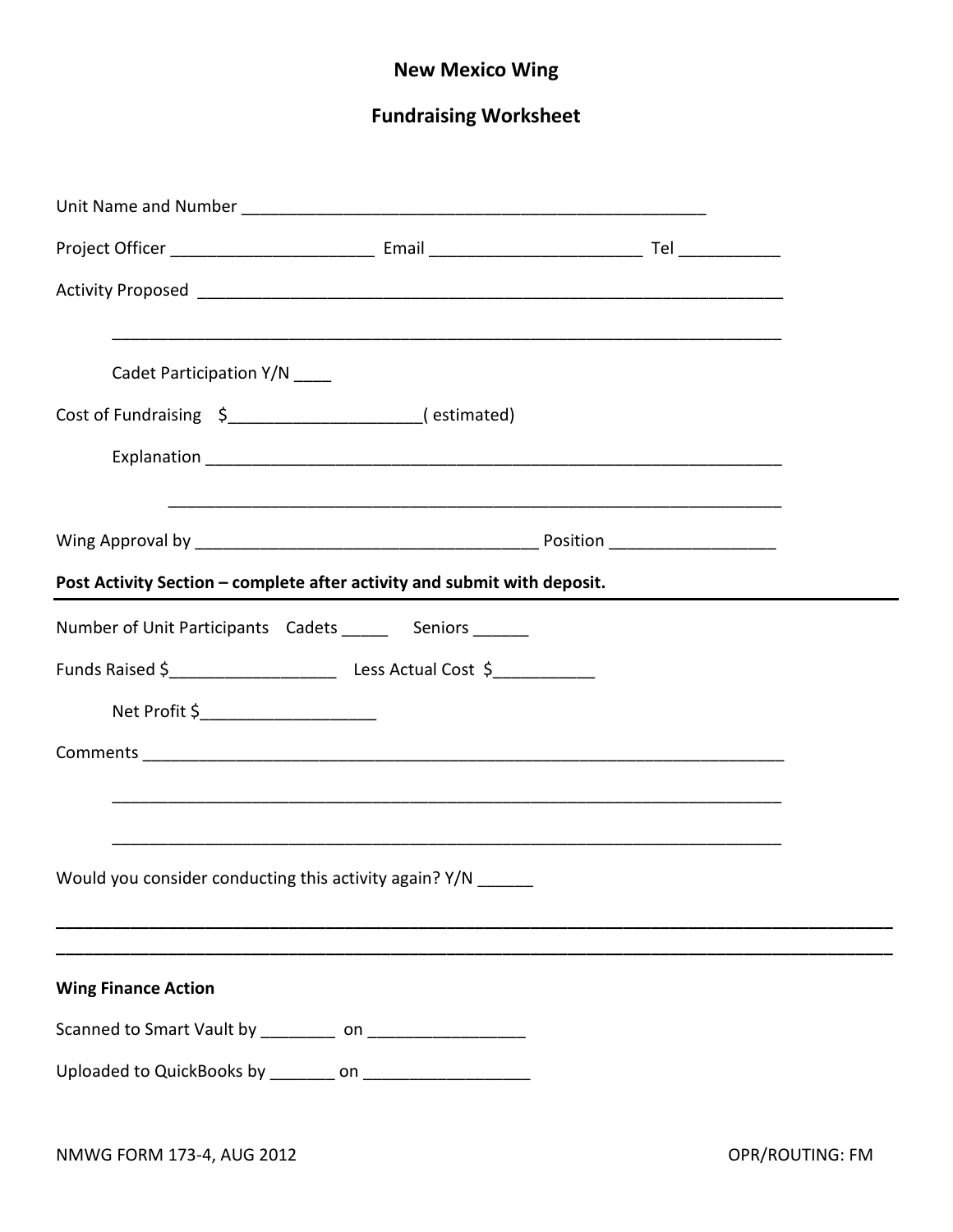# New Mexico Wing

## Fundraising Worksheet

Unit Name and Number ___________________________________________________

Project Officer ______________________ Email _______________________ Tel ___________

Activity Proposed _____________________________________________________________

_____________________________________________________________________

Cadet Participation Y/N ____

Cost of Fundraising $____________________( estimated)

Explanation __________________________________________________________

____________________________________________________________

Wing Approval by ____________________________________ Position __________________

**Post Activity Section – complete after activity and submit with deposit.**

---

Number of Unit Participants Cadets _____ Seniors ______

Funds Raised $__________________ Less Actual Cost $___________

Net Profit $___________________

Comments ______________________________________________________________________

_____________________________________________________________________

_____________________________________________________________________

Would you consider conducting this activity again? Y/N ______

---

---

**Wing Finance Action**

Scanned to Smart Vault by ________ on ________________

Uploaded to QuickBooks by _______ on __________________

NMWG FORM 173-4, AUG 2012 OPR/ROUTING: FM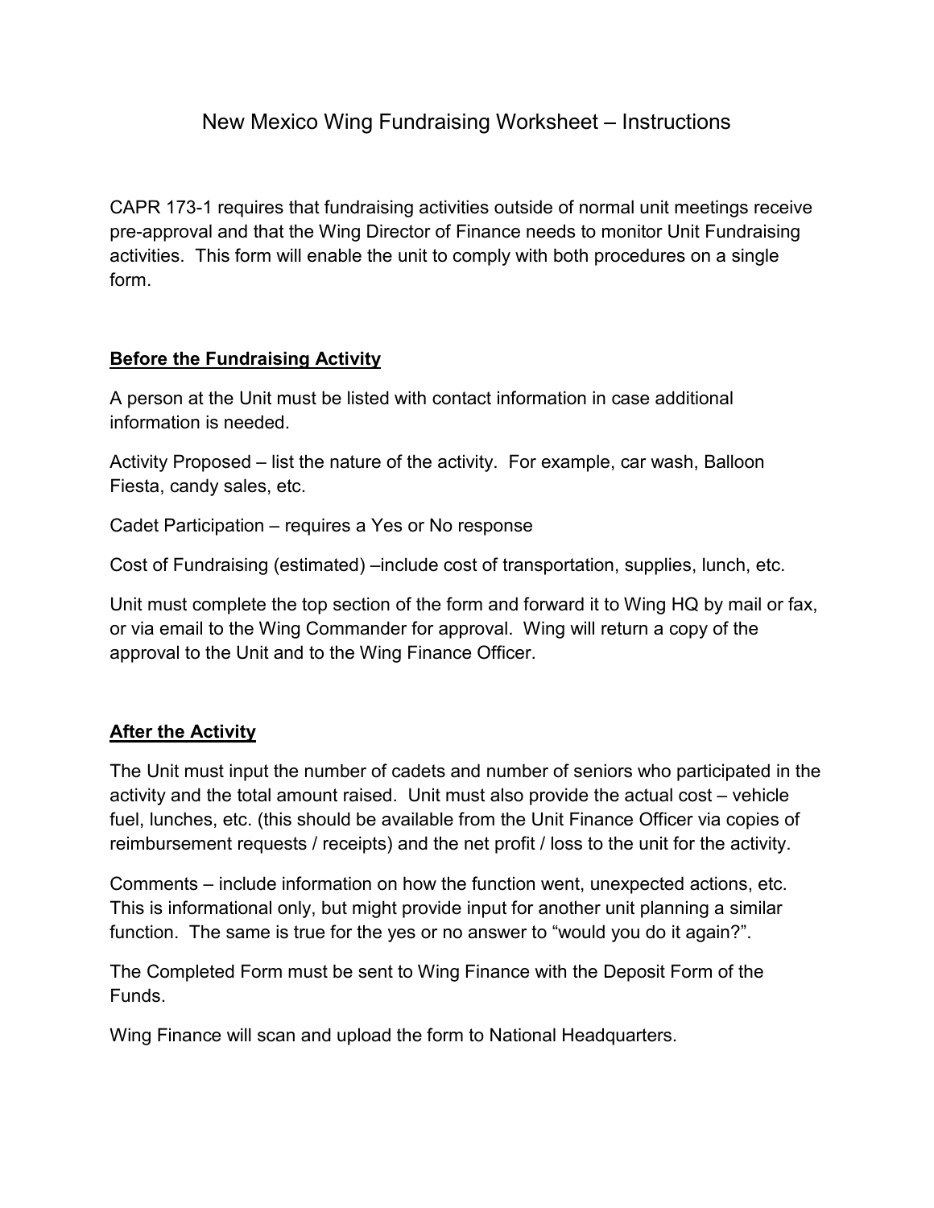# New Mexico Wing Fundraising Worksheet – Instructions

CAPR 173-1 requires that fundraising activities outside of normal unit meetings receive pre-approval and that the Wing Director of Finance needs to monitor Unit Fundraising activities. This form will enable the unit to comply with both procedures on a single form.

## Before the Fundraising Activity

A person at the Unit must be listed with contact information in case additional information is needed.

Activity Proposed – list the nature of the activity. For example, car wash, Balloon Fiesta, candy sales, etc.

Cadet Participation – requires a Yes or No response

Cost of Fundraising (estimated) –include cost of transportation, supplies, lunch, etc.

Unit must complete the top section of the form and forward it to Wing HQ by mail or fax, or via email to the Wing Commander for approval. Wing will return a copy of the approval to the Unit and to the Wing Finance Officer.

## After the Activity

The Unit must input the number of cadets and number of seniors who participated in the activity and the total amount raised. Unit must also provide the actual cost – vehicle fuel, lunches, etc. (this should be available from the Unit Finance Officer via copies of reimbursement requests / receipts) and the net profit / loss to the unit for the activity.

Comments – include information on how the function went, unexpected actions, etc. This is informational only, but might provide input for another unit planning a similar function. The same is true for the yes or no answer to "would you do it again?".

The Completed Form must be sent to Wing Finance with the Deposit Form of the Funds.

Wing Finance will scan and upload the form to National Headquarters.